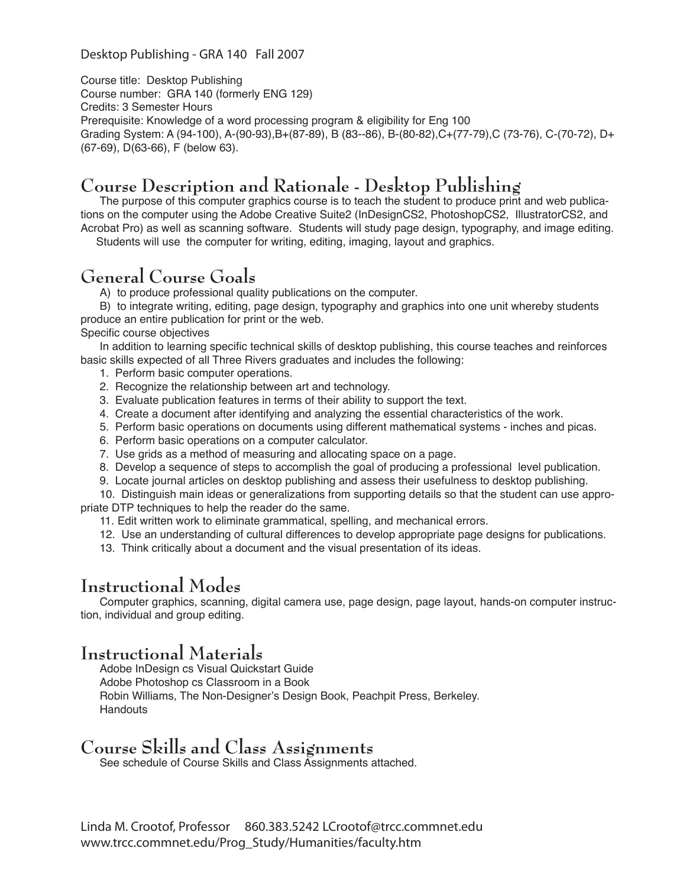Desktop Publishing - GRA 140 Fall 2007

Course title: Desktop Publishing
Course number: GRA 140 (formerly ENG 129)
Credits: 3 Semester Hours
Prerequisite: Knowledge of a word processing program & eligibility for Eng 100
Grading System: A (94-100), A-(90-93),B+(87-89), B (83--86), B-(80-82),C+(77-79),C (73-76), C-(70-72), D+ (67-69), D(63-66), F (below 63).

## Course Description and Rationale - Desktop Publishing

The purpose of this computer graphics course is to teach the student to produce print and web publications on the computer using the Adobe Creative Suite2 (InDesignCS2, PhotoshopCS2, IllustratorCS2, and Acrobat Pro) as well as scanning software. Students will study page design, typography, and image editing. Students will use the computer for writing, editing, imaging, layout and graphics.

## General Course Goals

A) to produce professional quality publications on the computer.

B) to integrate writing, editing, page design, typography and graphics into one unit whereby students produce an entire publication for print or the web.

Specific course objectives

In addition to learning specific technical skills of desktop publishing, this course teaches and reinforces basic skills expected of all Three Rivers graduates and includes the following:

1. Perform basic computer operations.
2. Recognize the relationship between art and technology.
3. Evaluate publication features in terms of their ability to support the text.
4. Create a document after identifying and analyzing the essential characteristics of the work.
5. Perform basic operations on documents using different mathematical systems - inches and picas.
6. Perform basic operations on a computer calculator.
7. Use grids as a method of measuring and allocating space on a page.
8. Develop a sequence of steps to accomplish the goal of producing a professional level publication.
9. Locate journal articles on desktop publishing and assess their usefulness to desktop publishing.
10. Distinguish main ideas or generalizations from supporting details so that the student can use appropriate DTP techniques to help the reader do the same.
11. Edit written work to eliminate grammatical, spelling, and mechanical errors.
12. Use an understanding of cultural differences to develop appropriate page designs for publications.
13. Think critically about a document and the visual presentation of its ideas.

## Instructional Modes

Computer graphics, scanning, digital camera use, page design, page layout, hands-on computer instruction, individual and group editing.

## Instructional Materials

Adobe InDesign cs Visual Quickstart Guide
Adobe Photoshop cs Classroom in a Book
Robin Williams, The Non-Designer's Design Book, Peachpit Press, Berkeley.
Handouts

## Course Skills and Class Assignments

See schedule of Course Skills and Class Assignments attached.

Linda M. Crootof, Professor 860.383.5242 LCrootof@trcc.commnet.edu
www.trcc.commnet.edu/Prog_Study/Humanities/faculty.htm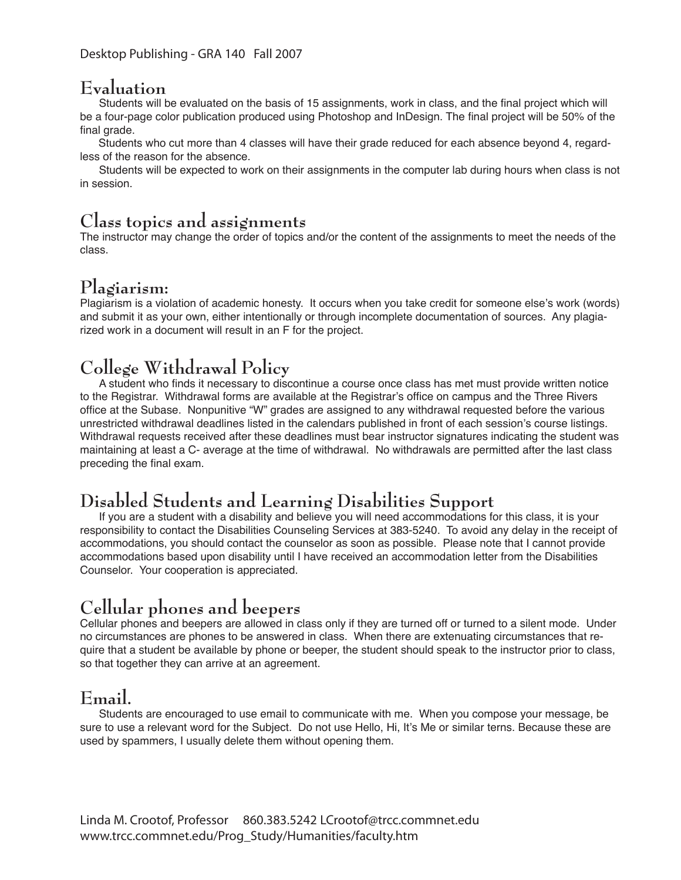## Evaluation

Students will be evaluated on the basis of 15 assignments, work in class, and the final project which will be a four-page color publication produced using Photoshop and InDesign. The final project will be 50% of the final grade.

Students who cut more than 4 classes will have their grade reduced for each absence beyond 4, regardless of the reason for the absence.

Students will be expected to work on their assignments in the computer lab during hours when class is not in session.

## Class topics and assignments

The instructor may change the order of topics and/or the content of the assignments to meet the needs of the class.

## Plagiarism:

Plagiarism is a violation of academic honesty. It occurs when you take credit for someone else's work (words) and submit it as your own, either intentionally or through incomplete documentation of sources. Any plagiarized work in a document will result in an F for the project.

## College Withdrawal Policy

A student who finds it necessary to discontinue a course once class has met must provide written notice to the Registrar. Withdrawal forms are available at the Registrar's office on campus and the Three Rivers office at the Subase. Nonpunitive "W" grades are assigned to any withdrawal requested before the various unrestricted withdrawal deadlines listed in the calendars published in front of each session's course listings. Withdrawal requests received after these deadlines must bear instructor signatures indicating the student was maintaining at least a C- average at the time of withdrawal. No withdrawals are permitted after the last class preceding the final exam.

## Disabled Students and Learning Disabilities Support

If you are a student with a disability and believe you will need accommodations for this class, it is your responsibility to contact the Disabilities Counseling Services at 383-5240. To avoid any delay in the receipt of accommodations, you should contact the counselor as soon as possible. Please note that I cannot provide accommodations based upon disability until I have received an accommodation letter from the Disabilities Counselor. Your cooperation is appreciated.

## Cellular phones and beepers

Cellular phones and beepers are allowed in class only if they are turned off or turned to a silent mode. Under no circumstances are phones to be answered in class. When there are extenuating circumstances that require that a student be available by phone or beeper, the student should speak to the instructor prior to class, so that together they can arrive at an agreement.

## Email.

Students are encouraged to use email to communicate with me. When you compose your message, be sure to use a relevant word for the Subject. Do not use Hello, Hi, It's Me or similar terns. Because these are used by spammers, I usually delete them without opening them.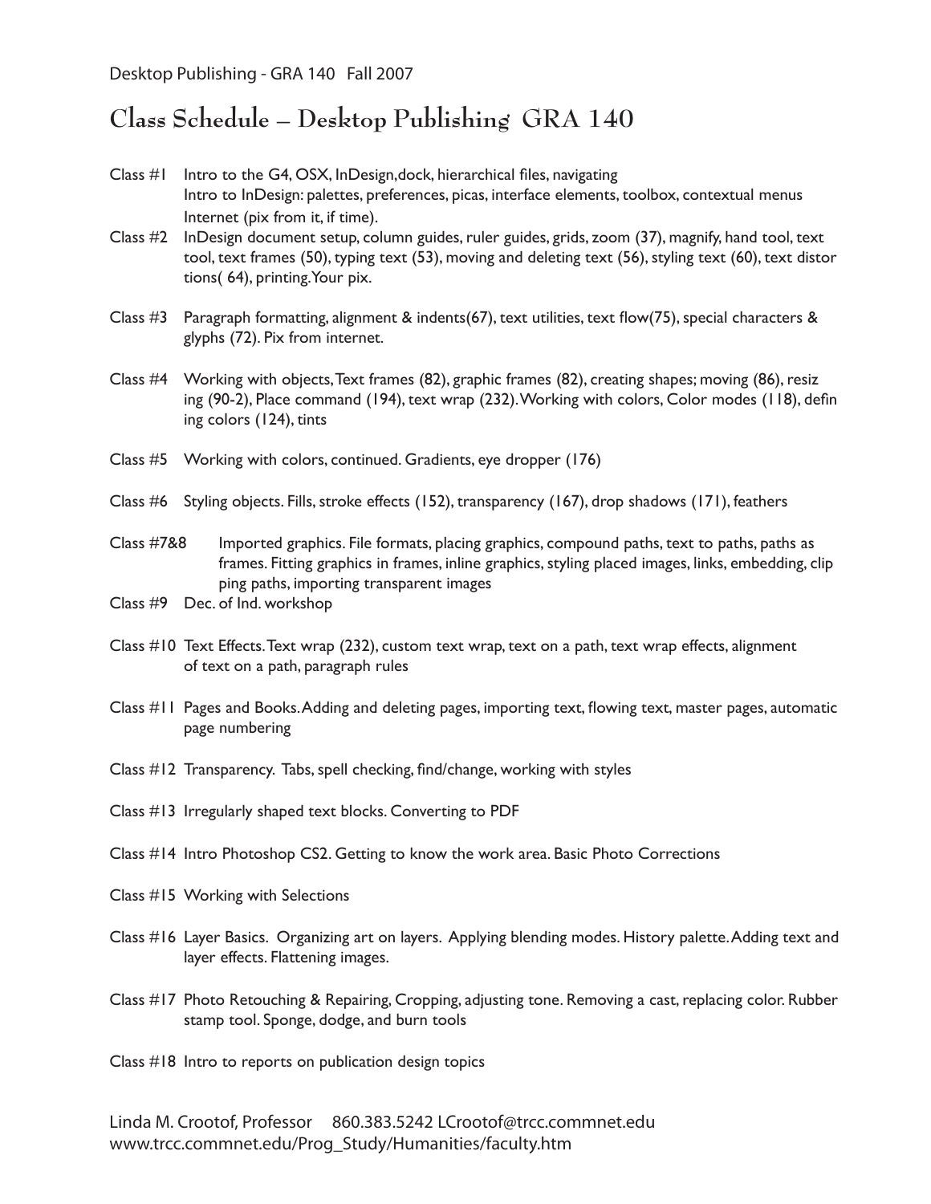Desktop Publishing - GRA 140 Fall 2007

# Class Schedule – Desktop Publishing GRA 140

Class #1 Intro to the G4, OSX, InDesign,dock, hierarchical files, navigating
Intro to InDesign: palettes, preferences, picas, interface elements, toolbox, contextual menus
Internet (pix from it, if time).

Class #2 InDesign document setup, column guides, ruler guides, grids, zoom (37), magnify, hand tool, text tool, text frames (50), typing text (53), moving and deleting text (56), styling text (60), text distortions( 64), printing.Your pix.

Class #3 Paragraph formatting, alignment & indents(67), text utilities, text flow(75), special characters & glyphs (72). Pix from internet.

Class #4 Working with objects,Text frames (82), graphic frames (82), creating shapes; moving (86), resizing (90-2), Place command (194), text wrap (232).Working with colors, Color modes (118), defining colors (124), tints

Class #5 Working with colors, continued. Gradients, eye dropper (176)

Class #6 Styling objects. Fills, stroke effects (152), transparency (167), drop shadows (171), feathers

Class #7&8 Imported graphics. File formats, placing graphics, compound paths, text to paths, paths as frames. Fitting graphics in frames, inline graphics, styling placed images, links, embedding, clipping paths, importing transparent images

Class #9 Dec. of Ind. workshop

Class #10 Text Effects.Text wrap (232), custom text wrap, text on a path, text wrap effects, alignment of text on a path, paragraph rules

Class #11 Pages and Books.Adding and deleting pages, importing text, flowing text, master pages, automatic page numbering

Class #12 Transparency. Tabs, spell checking, find/change, working with styles

Class #13 Irregularly shaped text blocks. Converting to PDF

Class #14 Intro Photoshop CS2. Getting to know the work area. Basic Photo Corrections

Class #15 Working with Selections

Class #16 Layer Basics. Organizing art on layers. Applying blending modes. History palette.Adding text and layer effects. Flattening images.

Class #17 Photo Retouching & Repairing, Cropping, adjusting tone. Removing a cast, replacing color. Rubber stamp tool. Sponge, dodge, and burn tools

Class #18 Intro to reports on publication design topics

Linda M. Crootof, Professor 860.383.5242 LCrootof@trcc.commnet.edu
www.trcc.commnet.edu/Prog_Study/Humanities/faculty.htm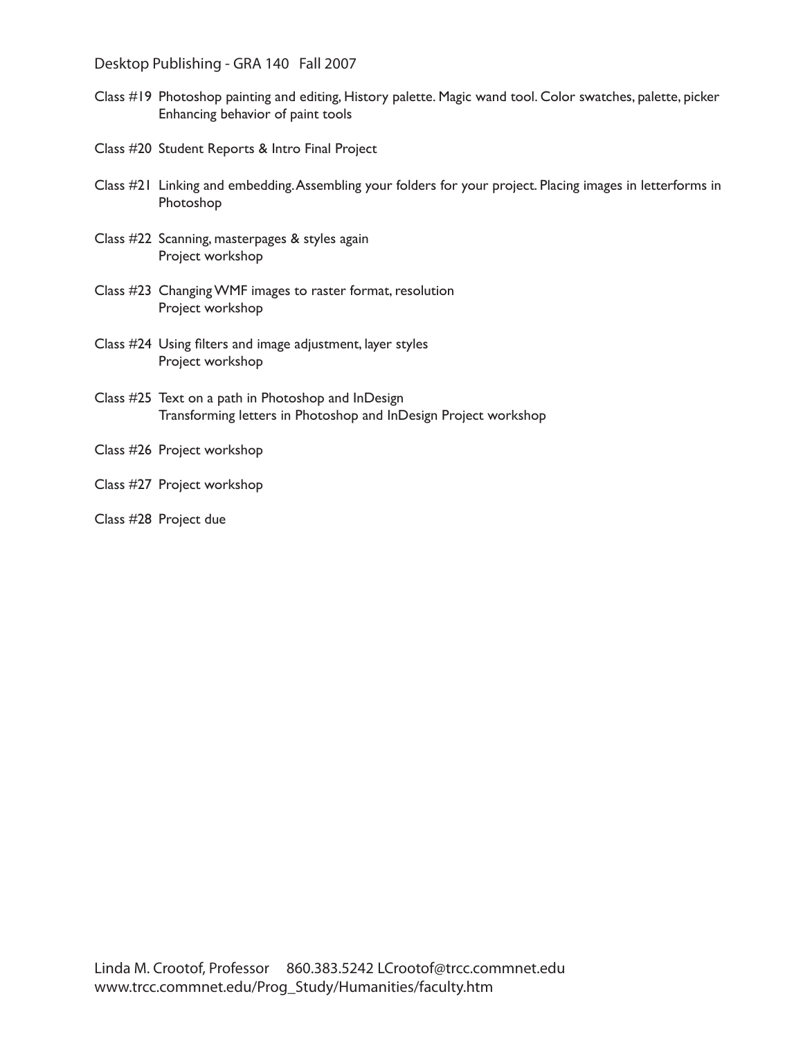Desktop Publishing - GRA 140   Fall 2007

Class #19 Photoshop painting and editing, History palette. Magic wand tool. Color swatches, palette, picker
Enhancing behavior of paint tools

Class #20 Student Reports & Intro Final Project

Class #21 Linking and embedding. Assembling your folders for your project. Placing images in letterforms in Photoshop

Class #22 Scanning, masterpages & styles again
Project workshop

Class #23 Changing WMF images to raster format, resolution
Project workshop

Class #24 Using filters and image adjustment, layer styles
Project workshop

Class #25 Text on a path in Photoshop and InDesign
Transforming letters in Photoshop and InDesign Project workshop

Class #26 Project workshop

Class #27 Project workshop

Class #28 Project due

Linda M. Crootof, Professor     860.383.5242 LCrootof@trcc.commnet.edu
www.trcc.commnet.edu/Prog_Study/Humanities/faculty.htm